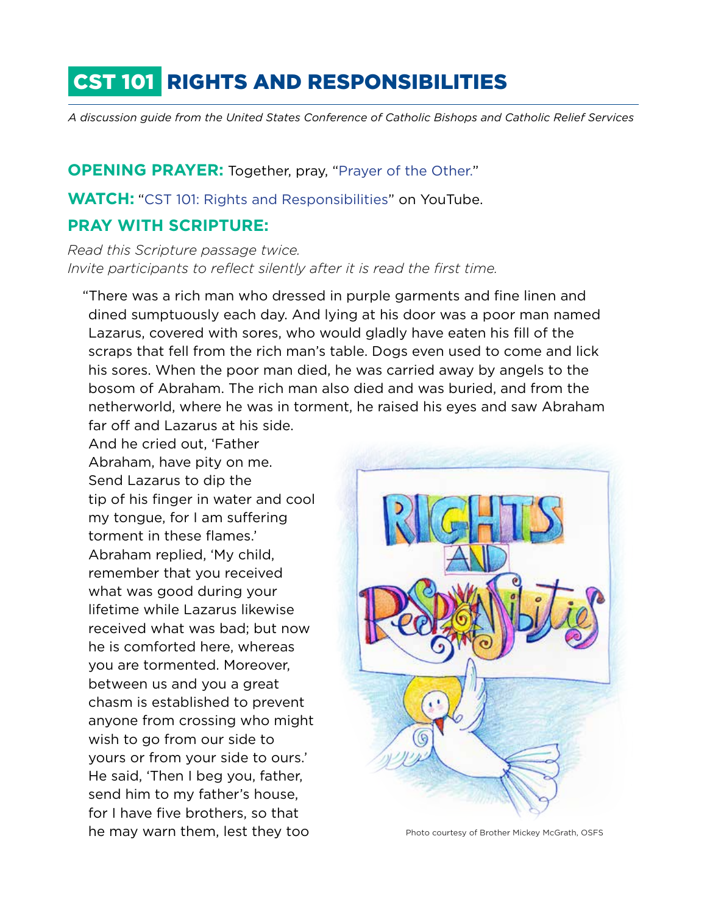# CST 101 RIGHTS AND RESPONSIBILITIES

*A discussion guide from the United States Conference of Catholic Bishops and Catholic Relief Services*

**OPENING PRAYER:** Together, pray, "Prayer of the Other."

**WATCH:** "CST 101: Rights and Responsibilities" on YouTube.

**PRAY WITH SCRIPTURE:**

*Read this Scripture passage twice.*
*Invite participants to reflect silently after it is read the first time.*

"There was a rich man who dressed in purple garments and fine linen and dined sumptuously each day. And lying at his door was a poor man named Lazarus, covered with sores, who would gladly have eaten his fill of the scraps that fell from the rich man's table. Dogs even used to come and lick his sores. When the poor man died, he was carried away by angels to the bosom of Abraham. The rich man also died and was buried, and from the netherworld, where he was in torment, he raised his eyes and saw Abraham far off and Lazarus at his side. And he cried out, 'Father Abraham, have pity on me. Send Lazarus to dip the tip of his finger in water and cool my tongue, for I am suffering torment in these flames.' Abraham replied, 'My child, remember that you received what was good during your lifetime while Lazarus likewise received what was bad; but now he is comforted here, whereas you are tormented. Moreover, between us and you a great chasm is established to prevent anyone from crossing who might wish to go from our side to yours or from your side to ours.' He said, 'Then I beg you, father, send him to my father's house, for I have five brothers, so that he may warn them, lest they too

Photo courtesy of Brother Mickey McGrath, OSFS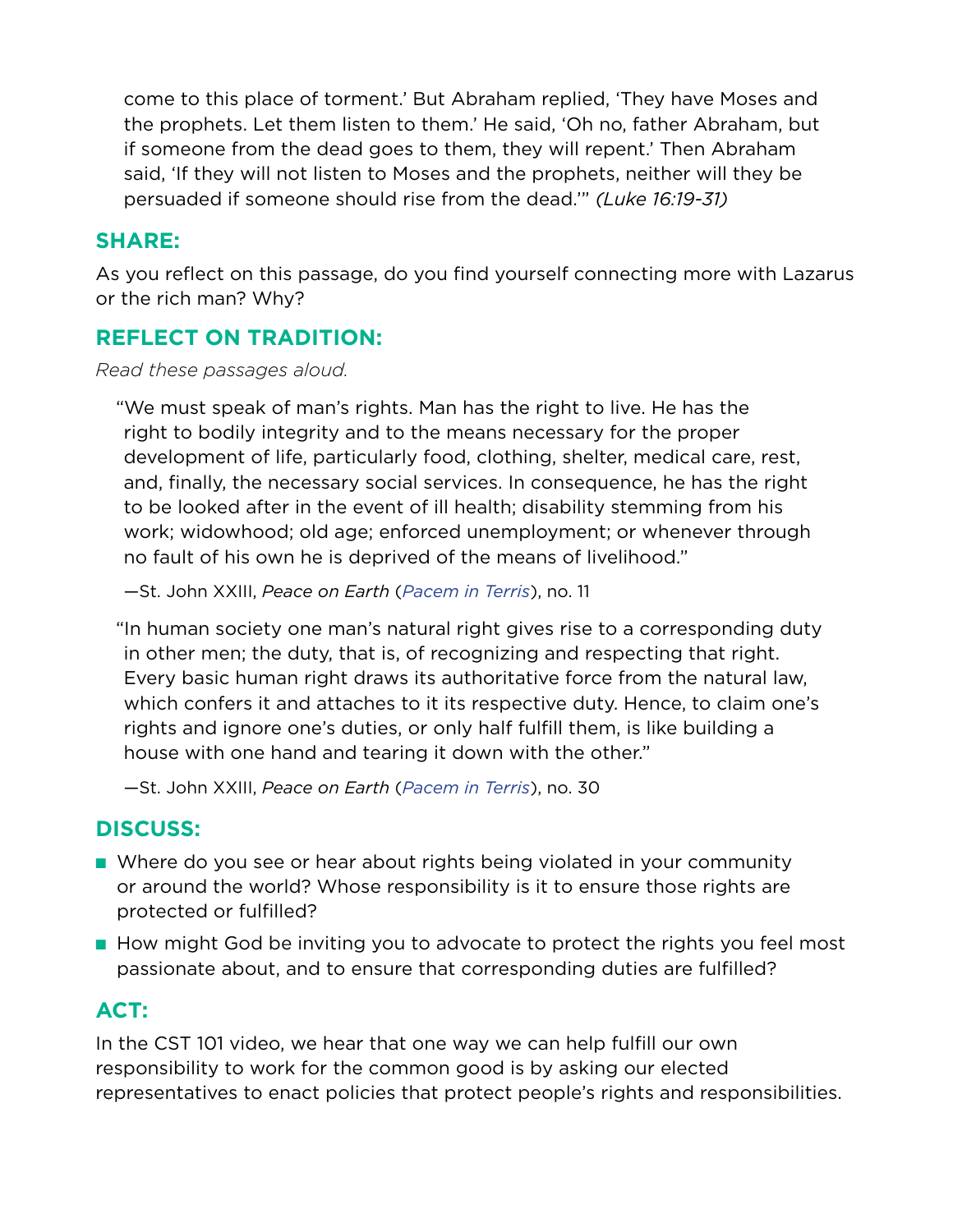> come to this place of torment.' But Abraham replied, 'They have Moses and the prophets. Let them listen to them.' He said, 'Oh no, father Abraham, but if someone from the dead goes to them, they will repent.' Then Abraham said, 'If they will not listen to Moses and the prophets, neither will they be persuaded if someone should rise from the dead.'" *(Luke 16:19-31)*

## SHARE:

As you reflect on this passage, do you find yourself connecting more with Lazarus or the rich man? Why?

## REFLECT ON TRADITION:

*Read these passages aloud.*

> "We must speak of man's rights. Man has the right to live. He has the right to bodily integrity and to the means necessary for the proper development of life, particularly food, clothing, shelter, medical care, rest, and, finally, the necessary social services. In consequence, he has the right to be looked after in the event of ill health; disability stemming from his work; widowhood; old age; enforced unemployment; or whenever through no fault of his own he is deprived of the means of livelihood."
>
> —St. John XXIII, *Peace on Earth* (*Pacem in Terris*), no. 11

> "In human society one man's natural right gives rise to a corresponding duty in other men; the duty, that is, of recognizing and respecting that right. Every basic human right draws its authoritative force from the natural law, which confers it and attaches to it its respective duty. Hence, to claim one's rights and ignore one's duties, or only half fulfill them, is like building a house with one hand and tearing it down with the other."
>
> —St. John XXIII, *Peace on Earth* (*Pacem in Terris*), no. 30

## DISCUSS:

- Where do you see or hear about rights being violated in your community or around the world? Whose responsibility is it to ensure those rights are protected or fulfilled?
- How might God be inviting you to advocate to protect the rights you feel most passionate about, and to ensure that corresponding duties are fulfilled?

## ACT:

In the CST 101 video, we hear that one way we can help fulfill our own responsibility to work for the common good is by asking our elected representatives to enact policies that protect people's rights and responsibilities.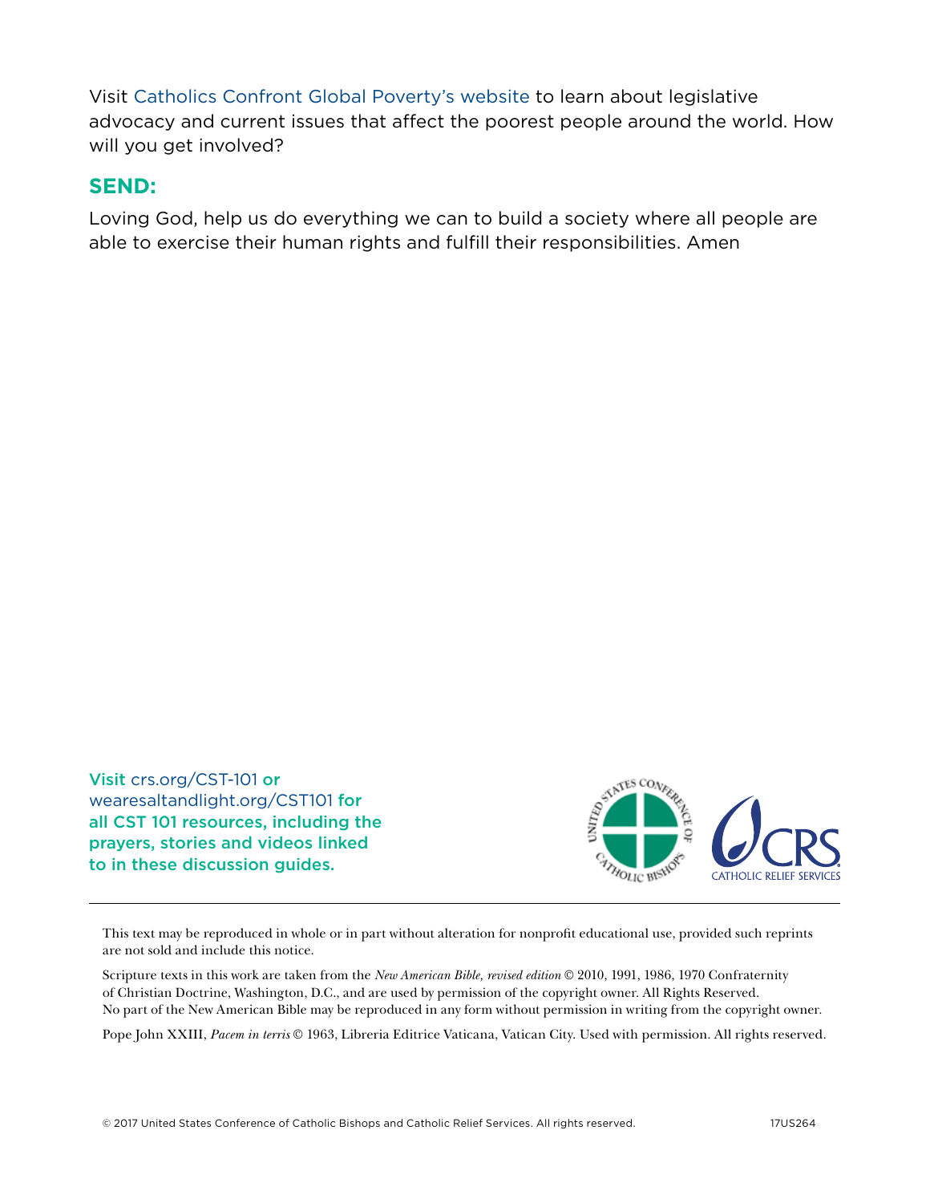Visit Catholics Confront Global Poverty's website to learn about legislative advocacy and current issues that affect the poorest people around the world. How will you get involved?

## SEND:

Loving God, help us do everything we can to build a society where all people are able to exercise their human rights and fulfill their responsibilities. Amen

**Visit crs.org/CST-101 or wearesaltandlight.org/CST101 for all CST 101 resources, including the prayers, stories and videos linked to in these discussion guides.**

This text may be reproduced in whole or in part without alteration for nonprofit educational use, provided such reprints are not sold and include this notice.

Scripture texts in this work are taken from the *New American Bible, revised edition* © 2010, 1991, 1986, 1970 Confraternity of Christian Doctrine, Washington, D.C., and are used by permission of the copyright owner. All Rights Reserved. No part of the New American Bible may be reproduced in any form without permission in writing from the copyright owner.

Pope John XXIII, *Pacem in terris* © 1963, Libreria Editrice Vaticana, Vatican City. Used with permission. All rights reserved.

© 2017 United States Conference of Catholic Bishops and Catholic Relief Services. All rights reserved. 17US264